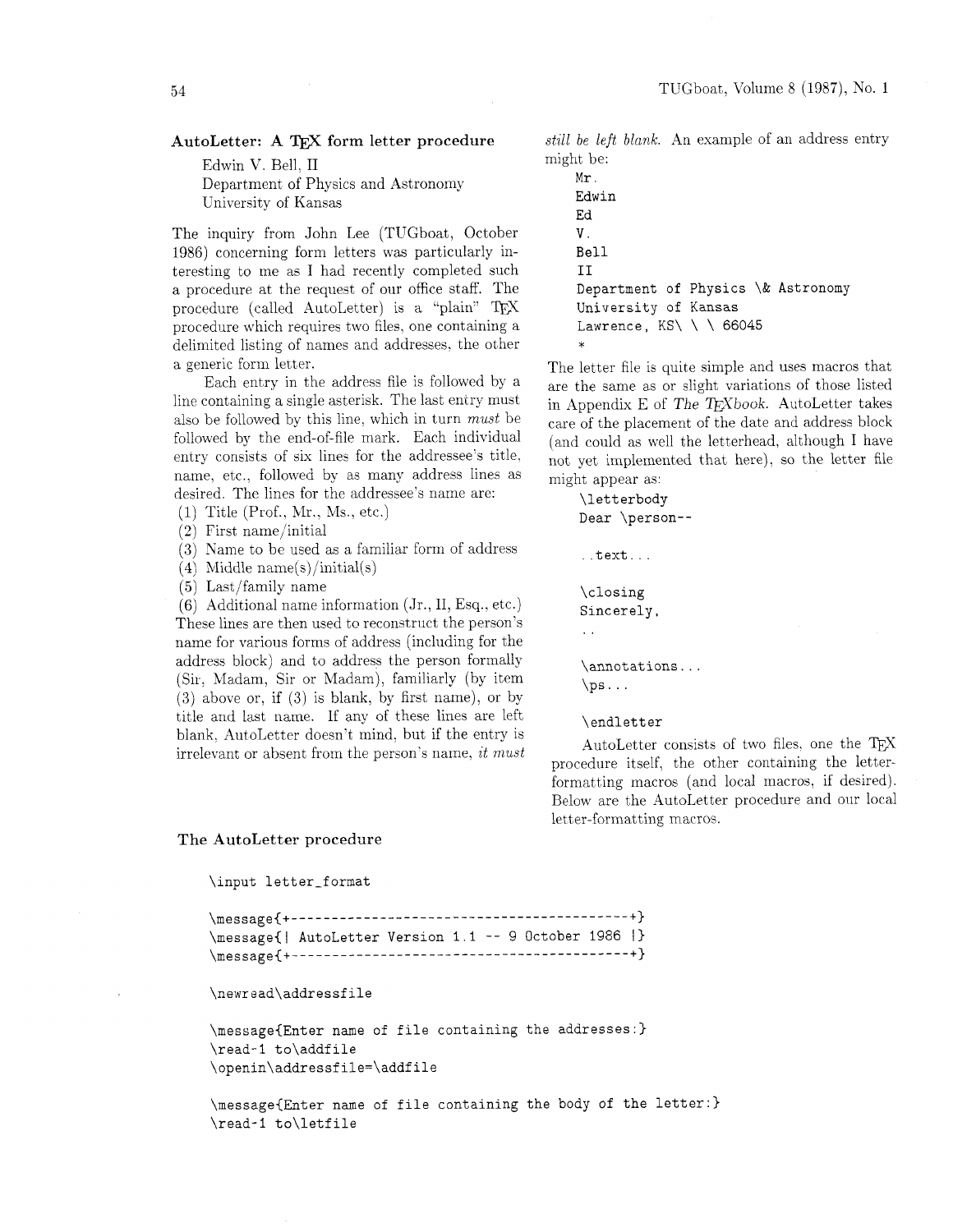## AutoLetter: A TEX form letter procedure

Edwin V. Bell, II
Department of Physics and Astronomy
University of Kansas

The inquiry from John Lee (TUGboat, October 1986) concerning form letters was particularly interesting to me as I had recently completed such a procedure at the request of our office staff. The procedure (called AutoLetter) is a "plain" TEX procedure which requires two files, one containing a delimited listing of names and addresses, the other a generic form letter.

Each entry in the address file is followed by a line containing a single asterisk. The last entry must also be followed by this line, which in turn *must* be followed by the end-of-file mark. Each individual entry consists of six lines for the addressee's title, name, etc., followed by as many address lines as desired. The lines for the addressee's name are:

(1) Title (Prof., Mr., Ms., etc.)
(2) First name/initial
(3) Name to be used as a familiar form of address
(4) Middle name(s)/initial(s)
(5) Last/family name
(6) Additional name information (Jr., II, Esq., etc.)

These lines are then used to reconstruct the person's name for various forms of address (including for the address block) and to address the person formally (Sir, Madam, Sir or Madam), familiarly (by item (3) above or, if (3) is blank, by first name), or by title and last name. If any of these lines are left blank, AutoLetter doesn't mind, but if the entry is irrelevant or absent from the person's name, *it must still be left blank.* An example of an address entry might be:

```
Mr.
Edwin
Ed
V.
Bell
II
Department of Physics \& Astronomy
University of Kansas
Lawrence, KS\ \ \ 66045
*
```

The letter file is quite simple and uses macros that are the same as or slight variations of those listed in Appendix E of *The TEXbook*. AutoLetter takes care of the placement of the date and address block (and could as well the letterhead, although I have not yet implemented that here), so the letter file might appear as:

```
\letterbody
Dear \person--

..text...

\closing
Sincerely,
..

\annotations...
\ps...

\endletter
```

AutoLetter consists of two files, one the TEX procedure itself, the other containing the letter-formatting macros (and local macros, if desired). Below are the AutoLetter procedure and our local letter-formatting macros.

### The AutoLetter procedure

```
\input letter_format

\message{+------------------------------------------+}
\message{| AutoLetter Version 1.1 -- 9 October 1986 |}
\message{+------------------------------------------+}

\newread\addressfile

\message{Enter name of file containing the addresses:}
\read-1 to\addfile
\openin\addressfile=\addfile

\message{Enter name of file containing the body of the letter:}
\read-1 to\letfile
```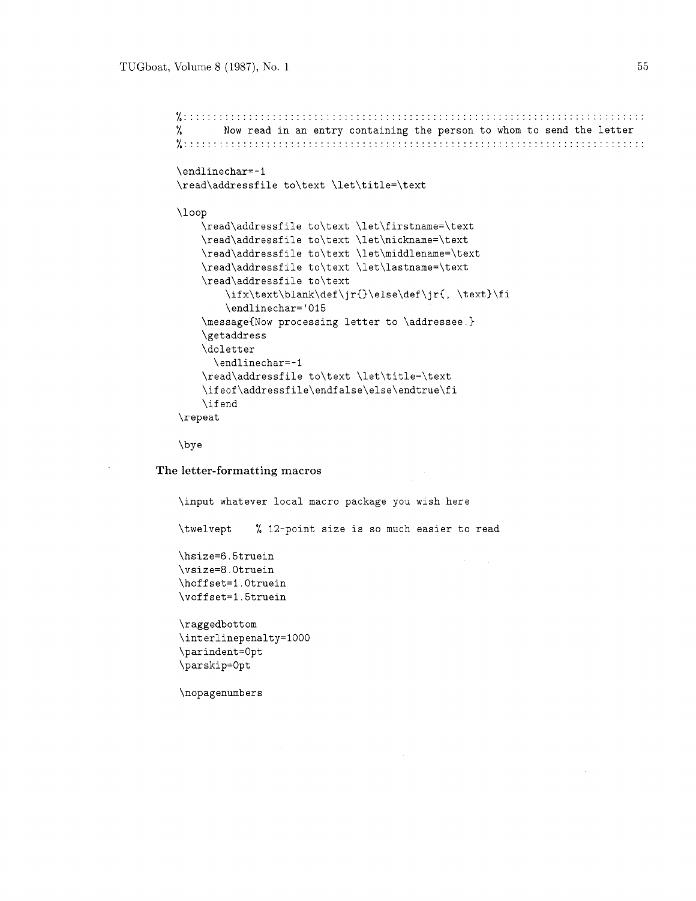```
%::::::::::::::::::::::::::::::::::::::::::::::::::::::::::::::::::::::::::::::::
%       Now read in an entry containing the person to whom to send the letter
%::::::::::::::::::::::::::::::::::::::::::::::::::::::::::::::::::::::::::::::::

\endlinechar=-1
\read\addressfile to\text \let\title=\text

\loop
    \read\addressfile to\text \let\firstname=\text
    \read\addressfile to\text \let\nickname=\text
    \read\addressfile to\text \let\middlename=\text
    \read\addressfile to\text \let\lastname=\text
    \read\addressfile to\text
        \ifx\text\blank\def\jr{}\else\def\jr{, \text}\fi
        \endlinechar='015
    \message{Now processing letter to \addressee.}
    \getaddress
    \doletter
      \endlinechar=-1
    \read\addressfile to\text \let\title=\text
    \ifeof\addressfile\endfalse\else\endtrue\fi
    \ifend
\repeat

\bye
```

### The letter-formatting macros

```
\input whatever local macro package you wish here

\twelvept    % 12-point size is so much easier to read

\hsize=6.5truein
\vsize=8.0truein
\hoffset=1.0truein
\voffset=1.5truein

\raggedbottom
\interlinepenalty=1000
\parindent=0pt
\parskip=0pt

\nopagenumbers
```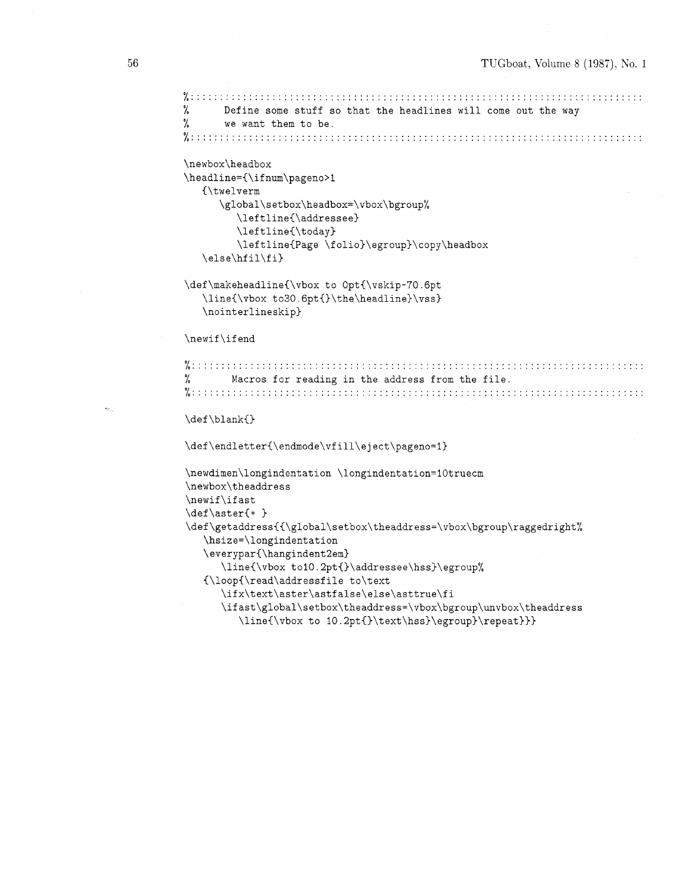```
%::::::::::::::::::::::::::::::::::::::::::::::::::::::::::::::::::::::::::::::::::
%      Define some stuff so that the headlines will come out the way
%      we want them to be.
%::::::::::::::::::::::::::::::::::::::::::::::::::::::::::::::::::::::::::::::::::

\newbox\headbox
\headline={\ifnum\pageno>1
   {\twelverm
      \global\setbox\headbox=\vbox\bgroup%
         \leftline{\addressee}
         \leftline{\today}
         \leftline{Page \folio}\egroup}\copy\headbox
   \else\hfil\fi}

\def\makeheadline{\vbox to 0pt{\vskip-70.6pt
   \line{\vbox to30.6pt{}\the\headline}\vss}
   \nointerlineskip}

\newif\ifend

%::::::::::::::::::::::::::::::::::::::::::::::::::::::::::::::::::::::::::::::::::
%       Macros for reading in the address from the file.
%::::::::::::::::::::::::::::::::::::::::::::::::::::::::::::::::::::::::::::::::::

\def\blank{}

\def\endletter{\endmode\vfill\eject\pageno=1}

\newdimen\longindentation \longindentation=10truecm
\newbox\theaddress
\newif\ifast
\def\aster{* }
\def\getaddress{{\global\setbox\theaddress=\vbox\bgroup\raggedright%
   \hsize=\longindentation
   \everypar{\hangindent2em}
      \line{\vbox to10.2pt{}\addressee\hss}\egroup%
   {\loop{\read\addressfile to\text
      \ifx\text\aster\astfalse\else\asttrue\fi
      \ifast\global\setbox\theaddress=\vbox\bgroup\unvbox\theaddress
         \line{\vbox to 10.2pt{}\text\hss}\egroup}\repeat}}}
```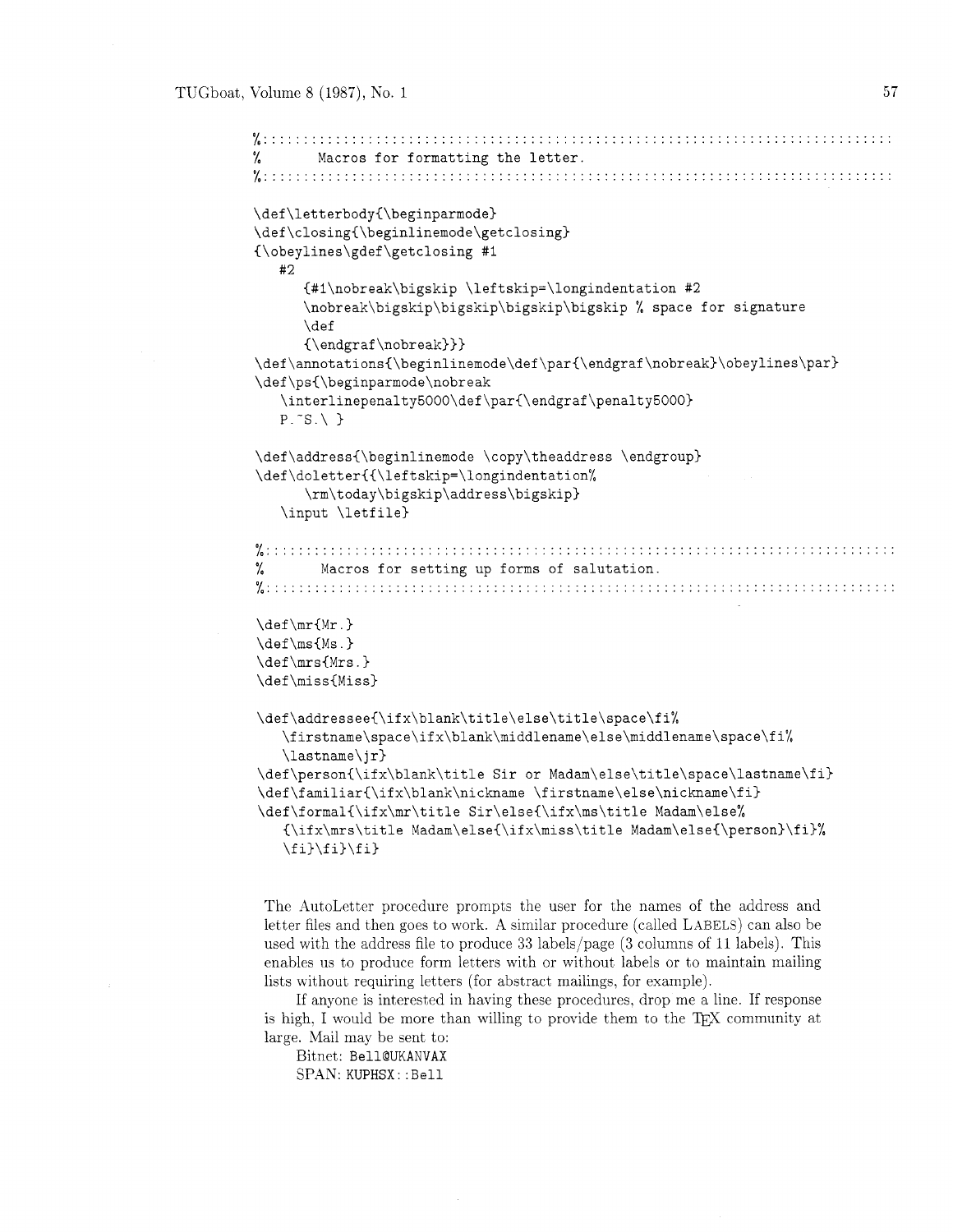```
%::::::::::::::::::::::::::::::::::::::::::::::::::::::::::::::::::::::::::::::::
%       Macros for formatting the letter.
%::::::::::::::::::::::::::::::::::::::::::::::::::::::::::::::::::::::::::::::::

\def\letterbody{\beginparmode}
\def\closing{\beginlinemode\getclosing}
{\obeylines\gdef\getclosing #1
   #2
      {#1\nobreak\bigskip \leftskip=\longindentation #2
      \nobreak\bigskip\bigskip\bigskip\bigskip % space for signature
      \def
      {\endgraf\nobreak}}}
\def\annotations{\beginlinemode\def\par{\endgraf\nobreak}\obeylines\par}
\def\ps{\beginparmode\nobreak
   \interlinepenalty5000\def\par{\endgraf\penalty5000}
   P.~S.\ }

\def\address{\beginlinemode \copy\theaddress \endgroup}
\def\doletter{{\leftskip=\longindentation%
      \rm\today\bigskip\address\bigskip}
   \input \letfile}

%::::::::::::::::::::::::::::::::::::::::::::::::::::::::::::::::::::::::::::::::
%       Macros for setting up forms of salutation.
%::::::::::::::::::::::::::::::::::::::::::::::::::::::::::::::::::::::::::::::::

\def\mr{Mr.}
\def\ms{Ms.}
\def\mrs{Mrs.}
\def\miss{Miss}

\def\addressee{\ifx\blank\title\else\title\space\fi%
   \firstname\space\ifx\blank\middlename\else\middlename\space\fi%
   \lastname\jr}
\def\person{\ifx\blank\title Sir or Madam\else\title\space\lastname\fi}
\def\familiar{\ifx\blank\nickname \firstname\else\nickname\fi}
\def\formal{\ifx\mr\title Sir\else{\ifx\ms\title Madam\else%
   {\ifx\mrs\title Madam\else{\ifx\miss\title Madam\else{\person}\fi}%
   \fi}\fi}\fi}
```

The AutoLetter procedure prompts the user for the names of the address and letter files and then goes to work. A similar procedure (called LABELS) can also be used with the address file to produce 33 labels/page (3 columns of 11 labels). This enables us to produce form letters with or without labels or to maintain mailing lists without requiring letters (for abstract mailings, for example).

If anyone is interested in having these procedures, drop me a line. If response is high, I would be more than willing to provide them to the TeX community at large. Mail may be sent to:

Bitnet: `Bell@UKANVAX`
SPAN: `KUPHSX::Bell`